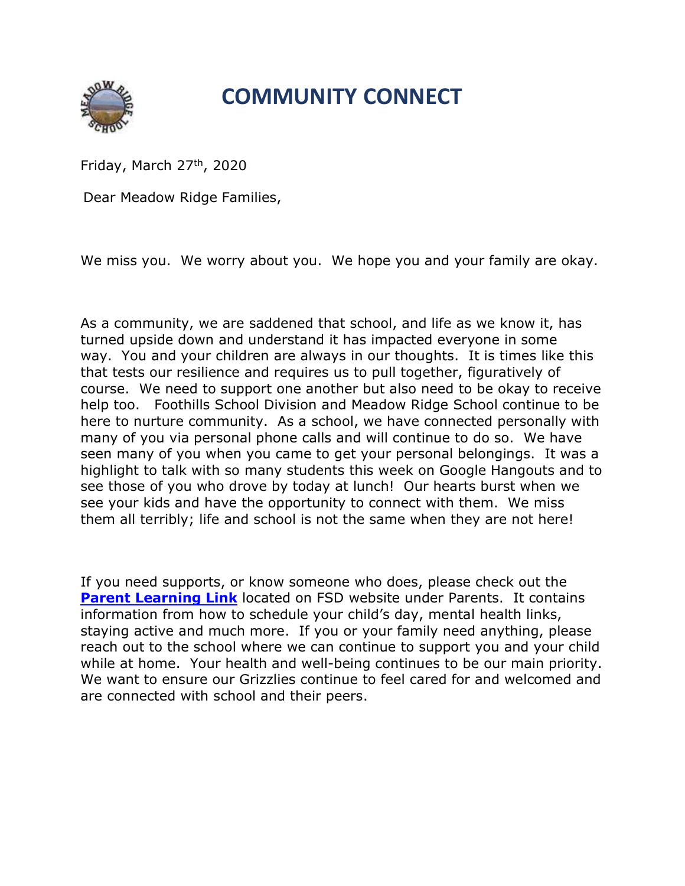# COMMUNITY CONNECT

Friday, March 27th, 2020

Dear Meadow Ridge Families,

We miss you. We worry about you. We hope you and your family are okay.

As a community, we are saddened that school, and life as we know it, has turned upside down and understand it has impacted everyone in some way. You and your children are always in our thoughts. It is times like this that tests our resilience and requires us to pull together, figuratively of course. We need to support one another but also need to be okay to receive help too. Foothills School Division and Meadow Ridge School continue to be here to nurture community. As a school, we have connected personally with many of you via personal phone calls and will continue to do so. We have seen many of you when you came to get your personal belongings. It was a highlight to talk with so many students this week on Google Hangouts and to see those of you who drove by today at lunch! Our hearts burst when we see your kids and have the opportunity to connect with them. We miss them all terribly; life and school is not the same when they are not here!

If you need supports, or know someone who does, please check out the **Parent Learning Link** located on FSD website under Parents. It contains information from how to schedule your child's day, mental health links, staying active and much more. If you or your family need anything, please reach out to the school where we can continue to support you and your child while at home. Your health and well-being continues to be our main priority. We want to ensure our Grizzlies continue to feel cared for and welcomed and are connected with school and their peers.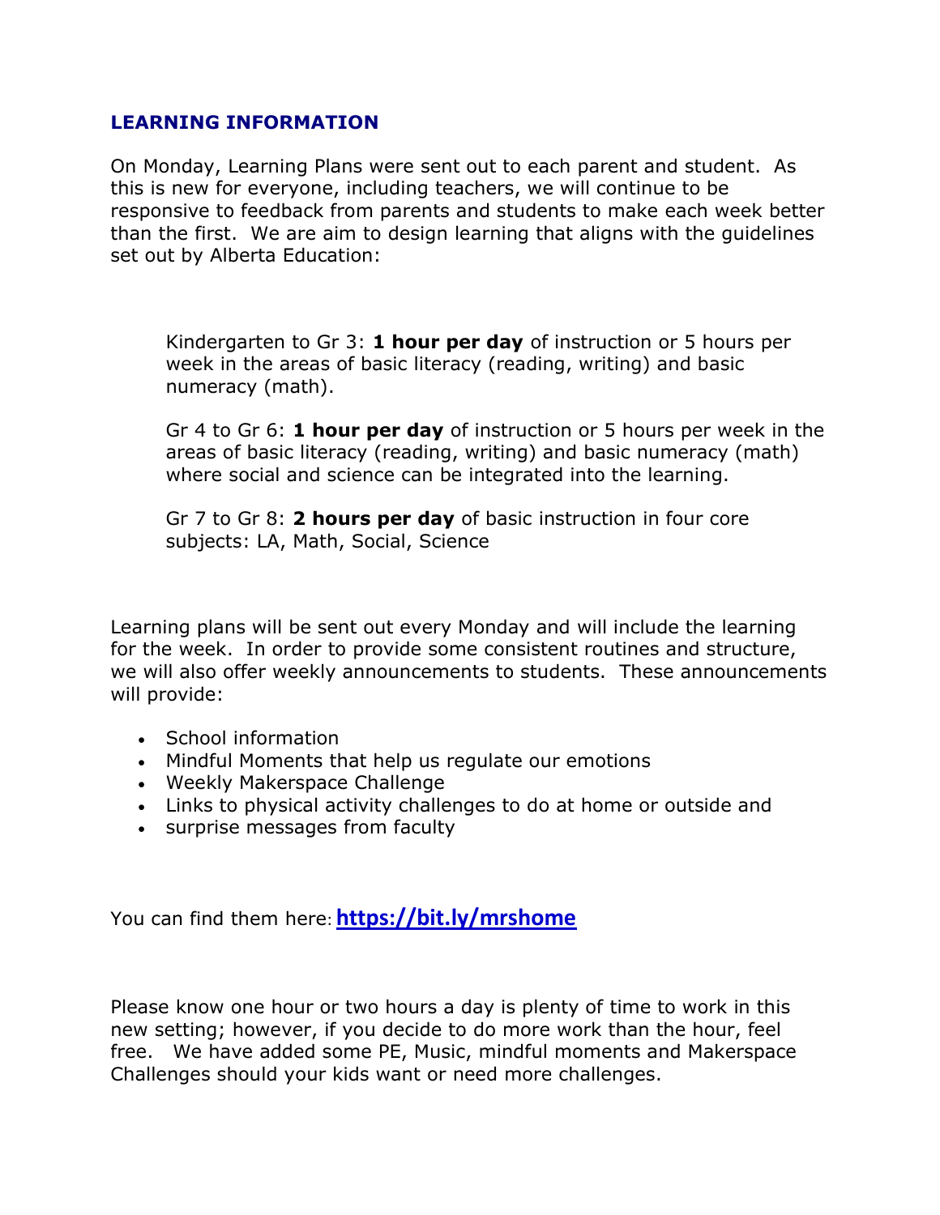## LEARNING INFORMATION

On Monday, Learning Plans were sent out to each parent and student. As this is new for everyone, including teachers, we will continue to be responsive to feedback from parents and students to make each week better than the first. We are aim to design learning that aligns with the guidelines set out by Alberta Education:

> Kindergarten to Gr 3: **1 hour per day** of instruction or 5 hours per week in the areas of basic literacy (reading, writing) and basic numeracy (math).
>
> Gr 4 to Gr 6: **1 hour per day** of instruction or 5 hours per week in the areas of basic literacy (reading, writing) and basic numeracy (math) where social and science can be integrated into the learning.
>
> Gr 7 to Gr 8: **2 hours per day** of basic instruction in four core subjects: LA, Math, Social, Science

Learning plans will be sent out every Monday and will include the learning for the week. In order to provide some consistent routines and structure, we will also offer weekly announcements to students. These announcements will provide:

- School information
- Mindful Moments that help us regulate our emotions
- Weekly Makerspace Challenge
- Links to physical activity challenges to do at home or outside and
- surprise messages from faculty

You can find them here: **https://bit.ly/mrshome**

Please know one hour or two hours a day is plenty of time to work in this new setting; however, if you decide to do more work than the hour, feel free. We have added some PE, Music, mindful moments and Makerspace Challenges should your kids want or need more challenges.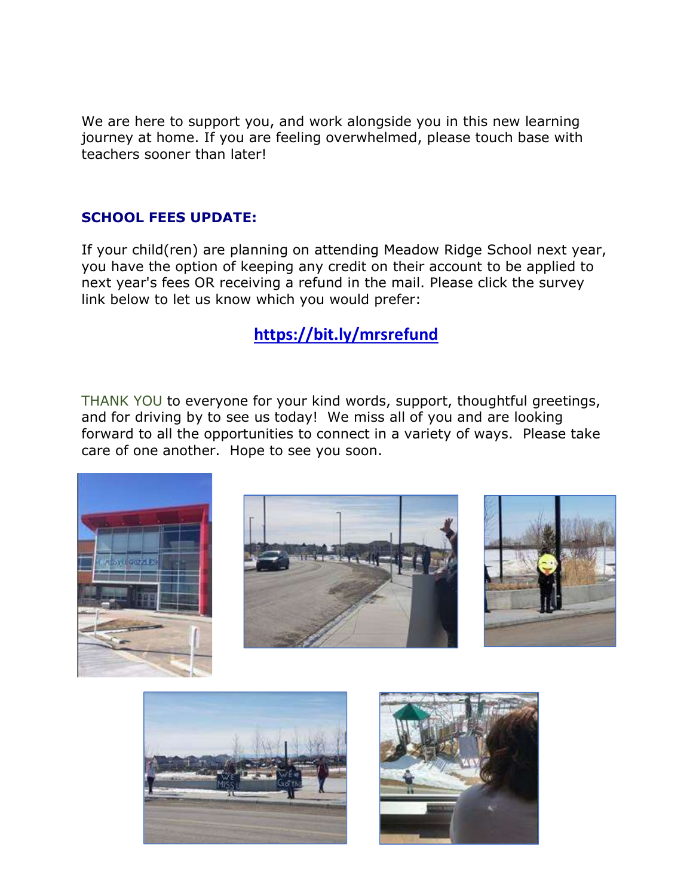We are here to support you, and work alongside you in this new learning journey at home. If you are feeling overwhelmed, please touch base with teachers sooner than later!

**SCHOOL FEES UPDATE:**

If your child(ren) are planning on attending Meadow Ridge School next year, you have the option of keeping any credit on their account to be applied to next year's fees OR receiving a refund in the mail. Please click the survey link below to let us know which you would prefer:

**https://bit.ly/mrsrefund**

THANK YOU to everyone for your kind words, support, thoughtful greetings, and for driving by to see us today! We miss all of you and are looking forward to all the opportunities to connect in a variety of ways. Please take care of one another. Hope to see you soon.